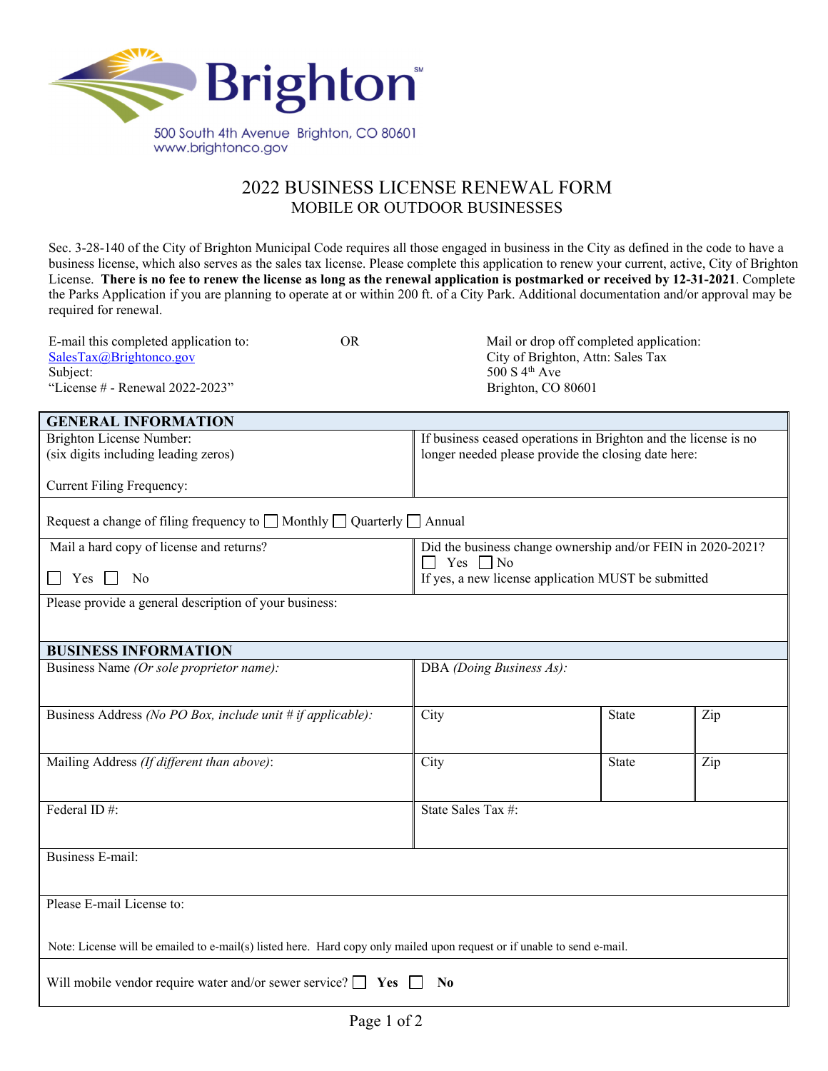Brighton[SM]

500 South 4th Avenue Brighton, CO 80601
www.brightonco.gov

# 2022 BUSINESS LICENSE RENEWAL FORM
## MOBILE OR OUTDOOR BUSINESSES

Sec. 3-28-140 of the City of Brighton Municipal Code requires all those engaged in business in the City as defined in the code to have a business license, which also serves as the sales tax license. Please complete this application to renew your current, active, City of Brighton License. **There is no fee to renew the license as long as the renewal application is postmarked or received by 12-31-2021**. Complete the Parks Application if you are planning to operate at or within 200 ft. of a City Park. Additional documentation and/or approval may be required for renewal.

E-mail this completed application to:
SalesTax@Brightonco.gov
Subject:
"License # - Renewal 2022-2023"

OR

Mail or drop off completed application:
City of Brighton, Attn: Sales Tax
500 S 4th Ave
Brighton, CO 80601

### GENERAL INFORMATION

| | |
|---|---|
| Brighton License Number:<br>(six digits including leading zeros)<br><br>Current Filing Frequency: | If business ceased operations in Brighton and the license is no longer needed please provide the closing date here: |
| Request a change of filing frequency to ☐ Monthly ☐ Quarterly ☐ Annual | |
| Mail a hard copy of license and returns?<br>☐ Yes ☐ No | Did the business change ownership and/or FEIN in 2020-2021?<br>☐ Yes ☐ No<br>If yes, a new license application MUST be submitted |
| Please provide a general description of your business: | |

### BUSINESS INFORMATION

| | | | |
|---|---|---|---|
| Business Name *(Or sole proprietor name):* | DBA *(Doing Business As):* | | |
| Business Address *(No PO Box, include unit # if applicable):* | City | State | Zip |
| Mailing Address *(If different than above)*: | City | State | Zip |
| Federal ID #: | State Sales Tax #: | | |
| Business E-mail: | | | |
| Please E-mail License to:<br><br>Note: License will be emailed to e-mail(s) listed here. Hard copy only mailed upon request or if unable to send e-mail. | | | |
| Will mobile vendor require water and/or sewer service? ☐ **Yes** ☐ **No** | | | |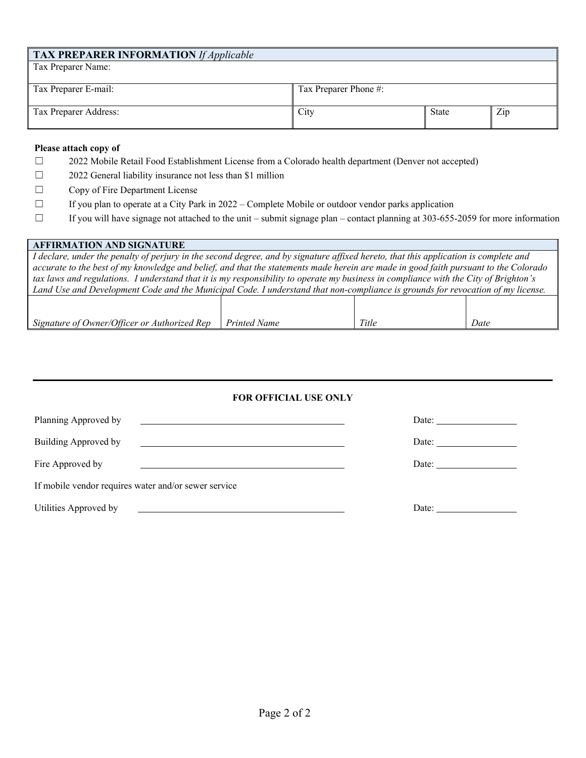| TAX PREPARER INFORMATION *If Applicable* | | | |
|---|---|---|---|
| Tax Preparer Name: | | | |
| Tax Preparer E-mail: | Tax Preparer Phone #: | | |
| Tax Preparer Address: | City | State | Zip |

**Please attach copy of**

☐ 2022 Mobile Retail Food Establishment License from a Colorado health department (Denver not accepted)

☐ 2022 General liability insurance not less than $1 million

☐ Copy of Fire Department License

☐ If you plan to operate at a City Park in 2022 – Complete Mobile or outdoor vendor parks application

☐ If you will have signage not attached to the unit – submit signage plan – contact planning at 303-655-2059 for more information

| AFFIRMATION AND SIGNATURE | | | |
|---|---|---|---|
| *I declare, under the penalty of perjury in the second degree, and by signature affixed hereto, that this application is complete and accurate to the best of my knowledge and belief, and that the statements made herein are made in good faith pursuant to the Colorado tax laws and regulations. I understand that it is my responsibility to operate my business in compliance with the City of Brighton's Land Use and Development Code and the Municipal Code. I understand that non-compliance is grounds for revocation of my license.* | | | |
| *Signature of Owner/Officer or Authorized Rep* | *Printed Name* | *Title* | *Date* |

---

**FOR OFFICIAL USE ONLY**

Planning Approved by ______________________ Date: __________

Building Approved by ______________________ Date: __________

Fire Approved by ______________________ Date: __________

If mobile vendor requires water and/or sewer service

Utilities Approved by ______________________ Date: __________